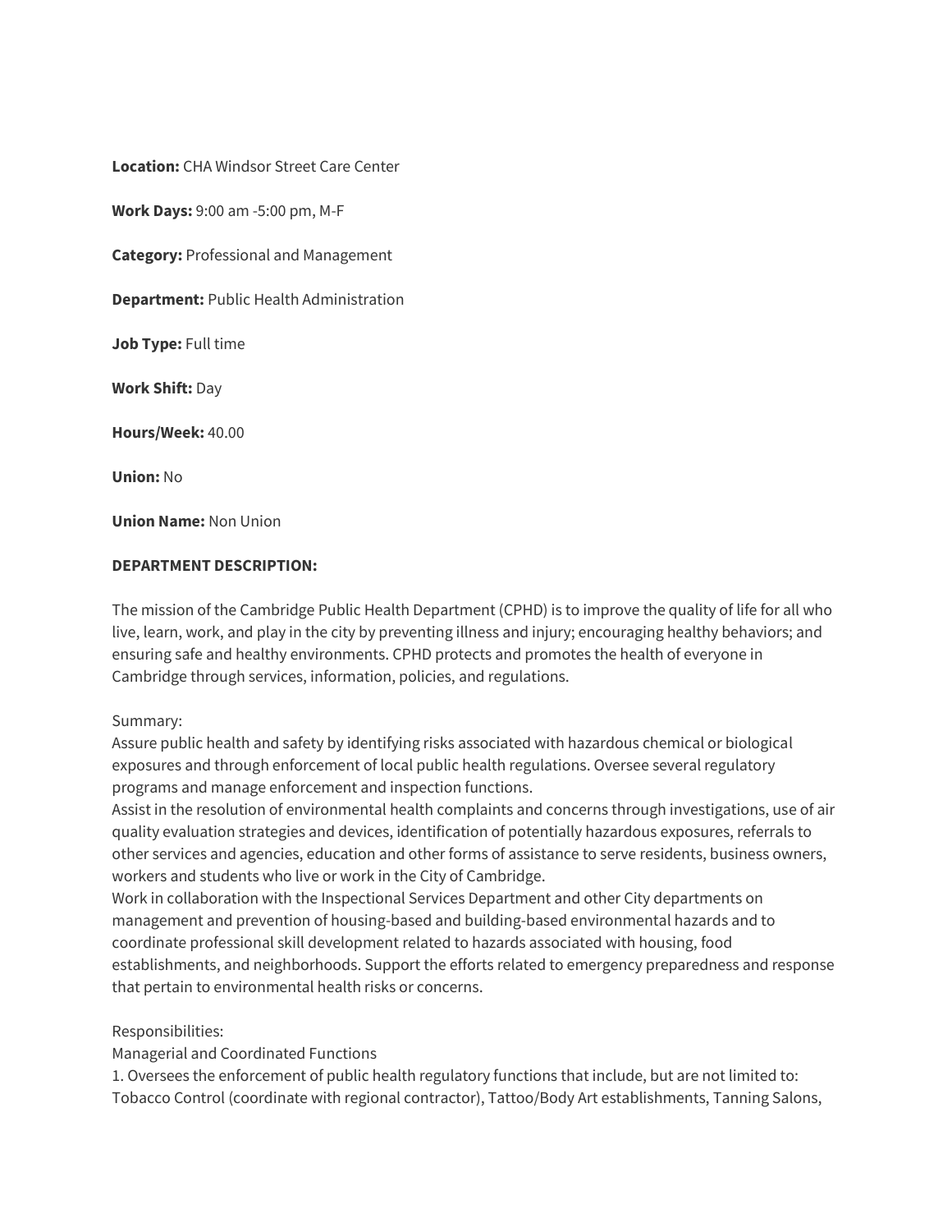**Location:** CHA Windsor Street Care Center

**Work Days:** 9:00 am -5:00 pm, M-F

**Category:** Professional and Management

**Department:** Public Health Administration

**Job Type:** Full time

**Work Shift:** Day

**Hours/Week:** 40.00

**Union:** No

**Union Name:** Non Union

**DEPARTMENT DESCRIPTION:**

The mission of the Cambridge Public Health Department (CPHD) is to improve the quality of life for all who live, learn, work, and play in the city by preventing illness and injury; encouraging healthy behaviors; and ensuring safe and healthy environments. CPHD protects and promotes the health of everyone in Cambridge through services, information, policies, and regulations.

Summary:
Assure public health and safety by identifying risks associated with hazardous chemical or biological exposures and through enforcement of local public health regulations. Oversee several regulatory programs and manage enforcement and inspection functions.
Assist in the resolution of environmental health complaints and concerns through investigations, use of air quality evaluation strategies and devices, identification of potentially hazardous exposures, referrals to other services and agencies, education and other forms of assistance to serve residents, business owners, workers and students who live or work in the City of Cambridge.
Work in collaboration with the Inspectional Services Department and other City departments on management and prevention of housing-based and building-based environmental hazards and to coordinate professional skill development related to hazards associated with housing, food establishments, and neighborhoods. Support the efforts related to emergency preparedness and response that pertain to environmental health risks or concerns.

Responsibilities:
Managerial and Coordinated Functions
1. Oversees the enforcement of public health regulatory functions that include, but are not limited to: Tobacco Control (coordinate with regional contractor), Tattoo/Body Art establishments, Tanning Salons,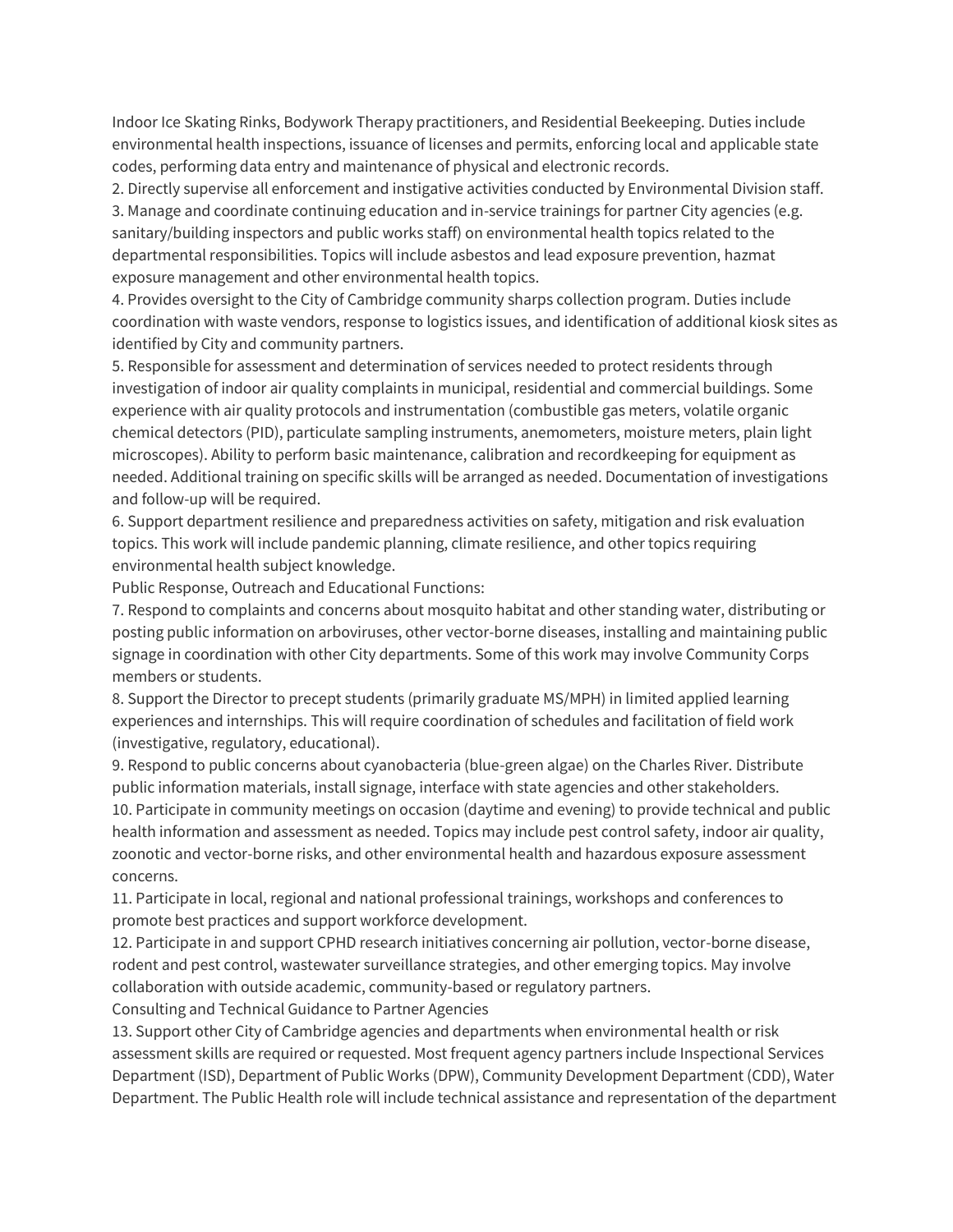Indoor Ice Skating Rinks, Bodywork Therapy practitioners, and Residential Beekeeping. Duties include environmental health inspections, issuance of licenses and permits, enforcing local and applicable state codes, performing data entry and maintenance of physical and electronic records.

2. Directly supervise all enforcement and instigative activities conducted by Environmental Division staff.
3. Manage and coordinate continuing education and in-service trainings for partner City agencies (e.g. sanitary/building inspectors and public works staff) on environmental health topics related to the departmental responsibilities. Topics will include asbestos and lead exposure prevention, hazmat exposure management and other environmental health topics.
4. Provides oversight to the City of Cambridge community sharps collection program. Duties include coordination with waste vendors, response to logistics issues, and identification of additional kiosk sites as identified by City and community partners.
5. Responsible for assessment and determination of services needed to protect residents through investigation of indoor air quality complaints in municipal, residential and commercial buildings. Some experience with air quality protocols and instrumentation (combustible gas meters, volatile organic chemical detectors (PID), particulate sampling instruments, anemometers, moisture meters, plain light microscopes). Ability to perform basic maintenance, calibration and recordkeeping for equipment as needed. Additional training on specific skills will be arranged as needed. Documentation of investigations and follow-up will be required.
6. Support department resilience and preparedness activities on safety, mitigation and risk evaluation topics. This work will include pandemic planning, climate resilience, and other topics requiring environmental health subject knowledge.

Public Response, Outreach and Educational Functions:

7. Respond to complaints and concerns about mosquito habitat and other standing water, distributing or posting public information on arboviruses, other vector-borne diseases, installing and maintaining public signage in coordination with other City departments. Some of this work may involve Community Corps members or students.
8. Support the Director to precept students (primarily graduate MS/MPH) in limited applied learning experiences and internships. This will require coordination of schedules and facilitation of field work (investigative, regulatory, educational).
9. Respond to public concerns about cyanobacteria (blue-green algae) on the Charles River. Distribute public information materials, install signage, interface with state agencies and other stakeholders.
10. Participate in community meetings on occasion (daytime and evening) to provide technical and public health information and assessment as needed. Topics may include pest control safety, indoor air quality, zoonotic and vector-borne risks, and other environmental health and hazardous exposure assessment concerns.
11. Participate in local, regional and national professional trainings, workshops and conferences to promote best practices and support workforce development.
12. Participate in and support CPHD research initiatives concerning air pollution, vector-borne disease, rodent and pest control, wastewater surveillance strategies, and other emerging topics. May involve collaboration with outside academic, community-based or regulatory partners.

Consulting and Technical Guidance to Partner Agencies

13. Support other City of Cambridge agencies and departments when environmental health or risk assessment skills are required or requested. Most frequent agency partners include Inspectional Services Department (ISD), Department of Public Works (DPW), Community Development Department (CDD), Water Department. The Public Health role will include technical assistance and representation of the department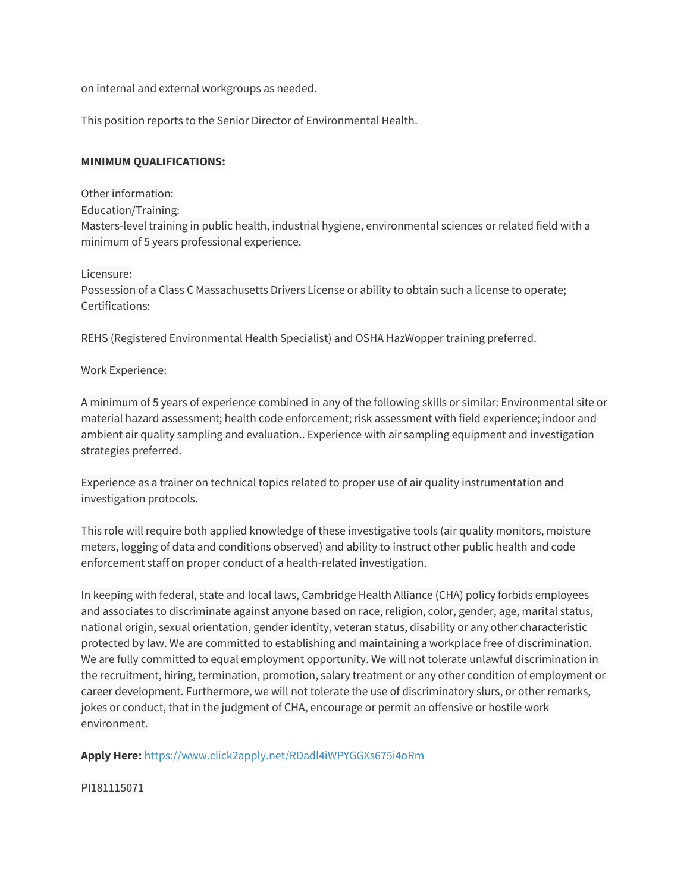on internal and external workgroups as needed.

This position reports to the Senior Director of Environmental Health.

**MINIMUM QUALIFICATIONS:**

Other information:
Education/Training:
Masters-level training in public health, industrial hygiene, environmental sciences or related field with a minimum of 5 years professional experience.

Licensure:
Possession of a Class C Massachusetts Drivers License or ability to obtain such a license to operate;
Certifications:

REHS (Registered Environmental Health Specialist) and OSHA HazWopper training preferred.

Work Experience:

A minimum of 5 years of experience combined in any of the following skills or similar: Environmental site or material hazard assessment; health code enforcement; risk assessment with field experience; indoor and ambient air quality sampling and evaluation.. Experience with air sampling equipment and investigation strategies preferred.

Experience as a trainer on technical topics related to proper use of air quality instrumentation and investigation protocols.

This role will require both applied knowledge of these investigative tools (air quality monitors, moisture meters, logging of data and conditions observed) and ability to instruct other public health and code enforcement staff on proper conduct of a health-related investigation.

In keeping with federal, state and local laws, Cambridge Health Alliance (CHA) policy forbids employees and associates to discriminate against anyone based on race, religion, color, gender, age, marital status, national origin, sexual orientation, gender identity, veteran status, disability or any other characteristic protected by law. We are committed to establishing and maintaining a workplace free of discrimination. We are fully committed to equal employment opportunity. We will not tolerate unlawful discrimination in the recruitment, hiring, termination, promotion, salary treatment or any other condition of employment or career development. Furthermore, we will not tolerate the use of discriminatory slurs, or other remarks, jokes or conduct, that in the judgment of CHA, encourage or permit an offensive or hostile work environment.

**Apply Here:** https://www.click2apply.net/RDadl4iWPYGGXs675i4oRm

PI181115071